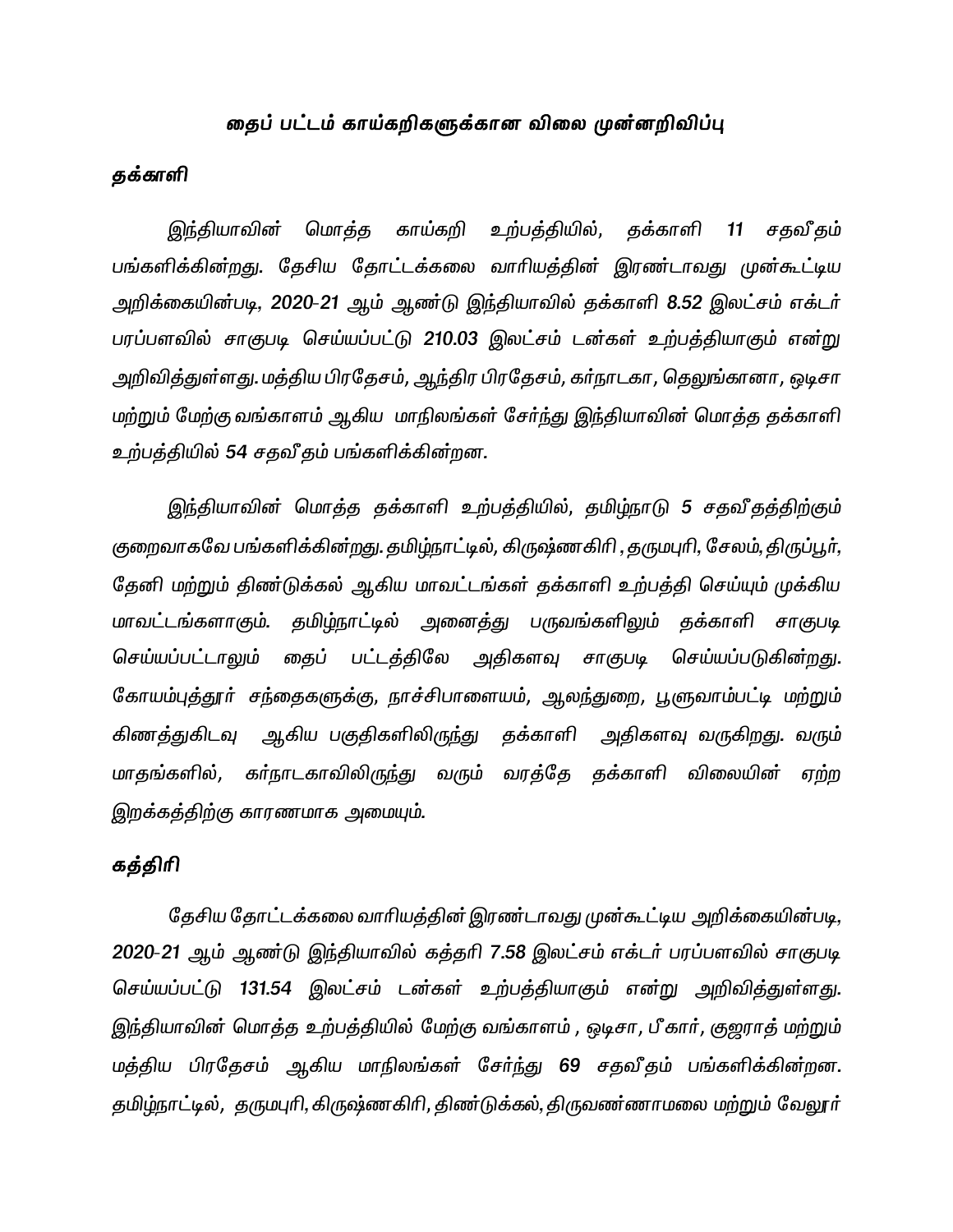# *தைப் பட்டம் காய்கறிகளுக்கான விலை முன்னறிவிப்பு*

## *தக்காளி*

*இந்தியாவின் மொத்த காய்கறி உற்பத்தியில், தக்காளி **11** சதவீதம் பங்களிக்கின்றது. தேசிய தோட்டக்கலை வாரியத்தின் இரண்டாவது முன்கூட்டிய அறிக்கையின்படி, **2020-21** ஆம் ஆண்டு இந்தியாவில் தக்காளி **8.52** இலட்சம் எக்டர் பரப்பளவில் சாகுபடி செய்யப்பட்டு **210.03** இலட்சம் டன்கள் உற்பத்தியாகும் என்று அறிவித்துள்ளது. மத்திய பிரதேசம், ஆந்திர பிரதேசம், கர்நாடகா, தெலுங்கானா, ஒடிசா மற்றும் மேற்கு வங்காளம் ஆகிய மாநிலங்கள் சேர்ந்து இந்தியாவின் மொத்த தக்காளி உற்பத்தியில் **54** சதவீதம் பங்களிக்கின்றன.*

*இந்தியாவின் மொத்த தக்காளி உற்பத்தியில், தமிழ்நாடு **5** சதவீதத்திற்கும் குறைவாகவே பங்களிக்கின்றது. தமிழ்நாட்டில், கிருஷ்ணகிரி , தருமபுரி, சேலம், திருப்பூர், தேனி மற்றும் திண்டுக்கல் ஆகிய மாவட்டங்கள் தக்காளி உற்பத்தி செய்யும் முக்கிய மாவட்டங்களாகும். தமிழ்நாட்டில் அனைத்து பருவங்களிலும் தக்காளி சாகுபடி செய்யப்பட்டாலும் தைப் பட்டத்திலே அதிகளவு சாகுபடி செய்யப்படுகின்றது. கோயம்புத்தூர் சந்தைகளுக்கு, நாச்சிபாளையம், ஆலந்துறை, பூளுவாம்பட்டி மற்றும் கிணத்துகிடவு ஆகிய பகுதிகளிலிருந்து தக்காளி அதிகளவு வருகிறது. வரும் மாதங்களில், கர்நாடகாவிலிருந்து வரும் வரத்தே தக்காளி விலையின் ஏற்ற இறக்கத்திற்கு காரணமாக அமையும்.*

## *கத்திரி*

*தேசிய தோட்டக்கலை வாரியத்தின் இரண்டாவது முன்கூட்டிய அறிக்கையின்படி, **2020-21** ஆம் ஆண்டு இந்தியாவில் கத்தரி **7.58** இலட்சம் எக்டர் பரப்பளவில் சாகுபடி செய்யப்பட்டு **131.54** இலட்சம் டன்கள் உற்பத்தியாகும் என்று அறிவித்துள்ளது. இந்தியாவின் மொத்த உற்பத்தியில் மேற்கு வங்காளம் , ஒடிசா, பீகார், குஜராத் மற்றும் மத்திய பிரதேசம் ஆகிய மாநிலங்கள் சேர்ந்து **69** சதவீதம் பங்களிக்கின்றன. தமிழ்நாட்டில், தருமபுரி, கிருஷ்ணகிரி, திண்டுக்கல், திருவண்ணாமலை மற்றும் வேலூர்*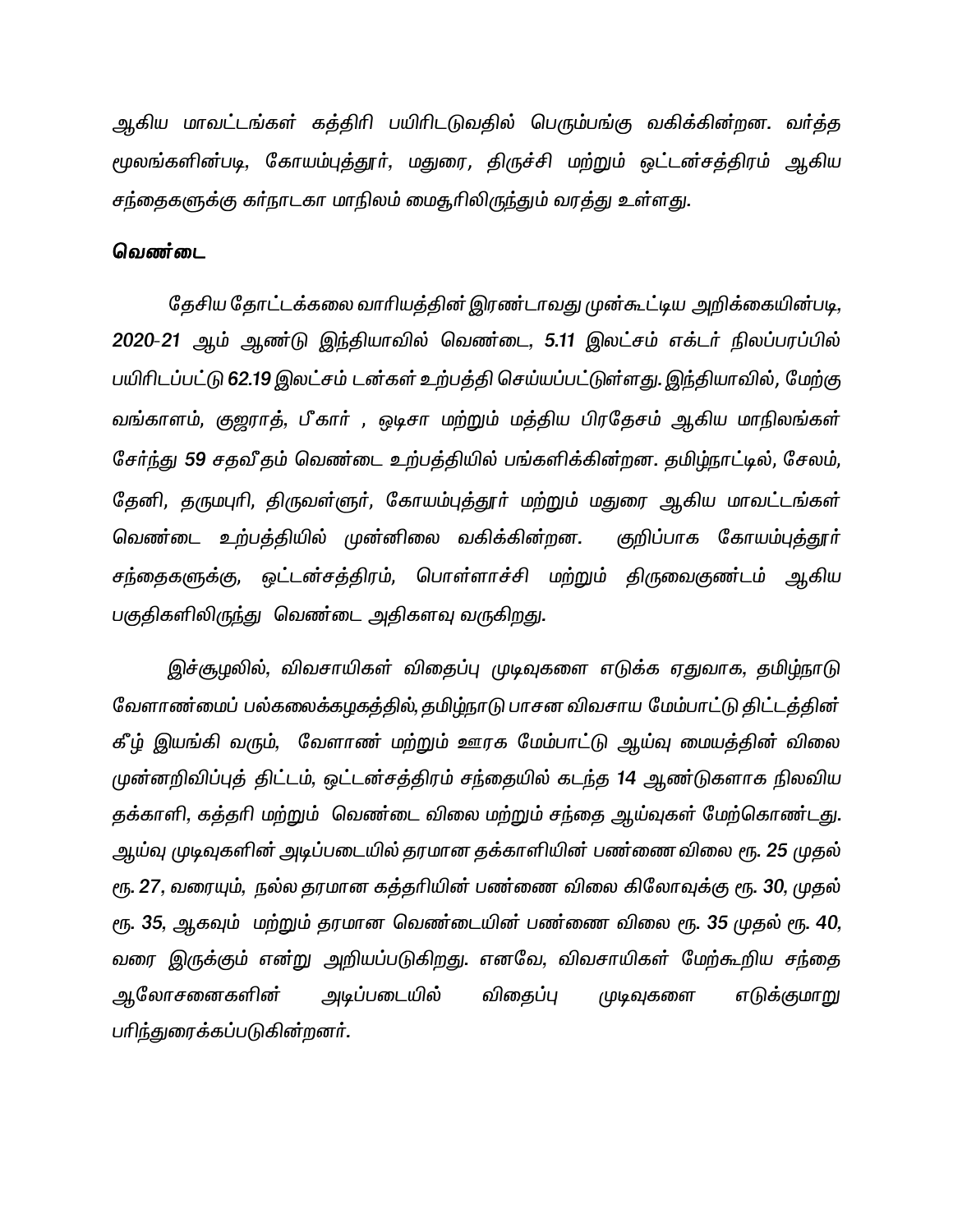ஆகிய மாவட்டங்கள் கத்திரி பயிரிடுவதில் பெரும்பங்கு வகிக்கின்றன. வர்த்த மூலங்களின்படி, கோயம்புத்தூர், மதுரை, திருச்சி மற்றும் ஒட்டன்சத்திரம் ஆகிய சந்தைகளுக்கு கர்நாடகா மாநிலம் மைசூரிலிருந்தும் வரத்து உள்ளது.

**வெண்டை**

தேசிய தோட்டக்கலை வாரியத்தின் இரண்டாவது முன்கூட்டிய அறிக்கையின்படி, **2020-21** ஆம் ஆண்டு இந்தியாவில் வெண்டை, **5.11** இலட்சம் எக்டர் நிலப்பரப்பில் பயிரிடப்பட்டு **62.19** இலட்சம் டன்கள் உற்பத்தி செய்யப்பட்டுள்ளது. இந்தியாவில், மேற்கு வங்காளம், குஜராத், பீகார் , ஒடிசா மற்றும் மத்திய பிரதேசம் ஆகிய மாநிலங்கள் சேர்ந்து **59** சதவீதம் வெண்டை உற்பத்தியில் பங்களிக்கின்றன. தமிழ்நாட்டில், சேலம், தேனி, தருமபுரி, திருவள்ளுர், கோயம்புத்தூர் மற்றும் மதுரை ஆகிய மாவட்டங்கள் வெண்டை உற்பத்தியில் முன்னிலை வகிக்கின்றன. குறிப்பாக கோயம்புத்தூர் சந்தைகளுக்கு, ஒட்டன்சத்திரம், பொள்ளாச்சி மற்றும் திருவைகுண்டம் ஆகிய பகுதிகளிலிருந்து வெண்டை அதிகளவு வருகிறது.

இச்சூழலில், விவசாயிகள் விதைப்பு முடிவுகளை எடுக்க ஏதுவாக, தமிழ்நாடு வேளாண்மைப் பல்கலைக்கழகத்தில், தமிழ்நாடு பாசன விவசாய மேம்பாட்டு திட்டத்தின் கீழ் இயங்கி வரும், வேளாண் மற்றும் ஊரக மேம்பாட்டு ஆய்வு மையத்தின் விலை முன்னறிவிப்புத் திட்டம், ஒட்டன்சத்திரம் சந்தையில் கடந்த **14** ஆண்டுகளாக நிலவிய தக்காளி, கத்தரி மற்றும் வெண்டை விலை மற்றும் சந்தை ஆய்வுகள் மேற்கொண்டது. ஆய்வு முடிவுகளின் அடிப்படையில் தரமான தக்காளியின் பண்ணை விலை ரூ. **25** முதல் ரூ. **27**, வரையும், நல்ல தரமான கத்தரியின் பண்ணை விலை கிலோவுக்கு ரூ. **30**, முதல் ரூ. **35**, ஆகவும் மற்றும் தரமான வெண்டையின் பண்ணை விலை ரூ. **35** முதல் ரூ. **40**, வரை இருக்கும் என்று அறியப்படுகிறது. எனவே, விவசாயிகள் மேற்கூறிய சந்தை ஆலோசனைகளின் அடிப்படையில் விதைப்பு முடிவுகளை எடுக்குமாறு பரிந்துரைக்கப்படுகின்றனர்.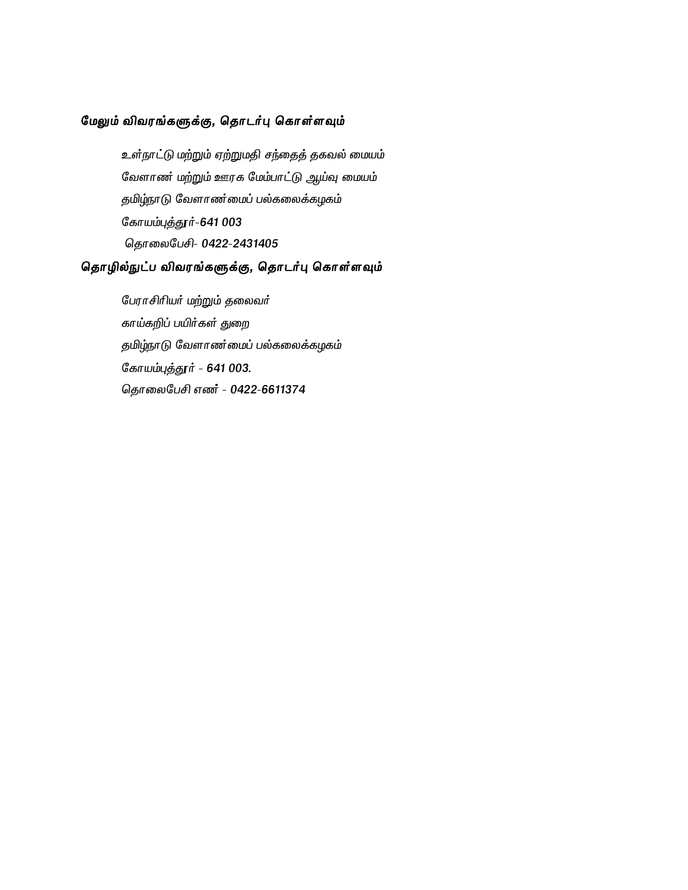**மேலும் விவரங்களுக்கு, தொடர்பு கொள்ளவும்**

*உள்நாட்டு மற்றும் ஏற்றுமதி சந்தைத் தகவல் மையம்*
*வேளாண் மற்றும் ஊரக மேம்பாட்டு ஆய்வு மையம்*
*தமிழ்நாடு வேளாண்மைப் பல்கலைக்கழகம்*
*கோயம்புத்தூர்-641 003*
*தொலைபேசி- 0422-2431405*

**தொழில்நுட்ப விவரங்களுக்கு, தொடர்பு கொள்ளவும்**

*பேராசிரியர் மற்றும் தலைவர்*
*காய்கறிப் பயிர்கள் துறை*
*தமிழ்நாடு வேளாண்மைப் பல்கலைக்கழகம்*
*கோயம்புத்தூர் - 641 003.*
*தொலைபேசி எண் - 0422-6611374*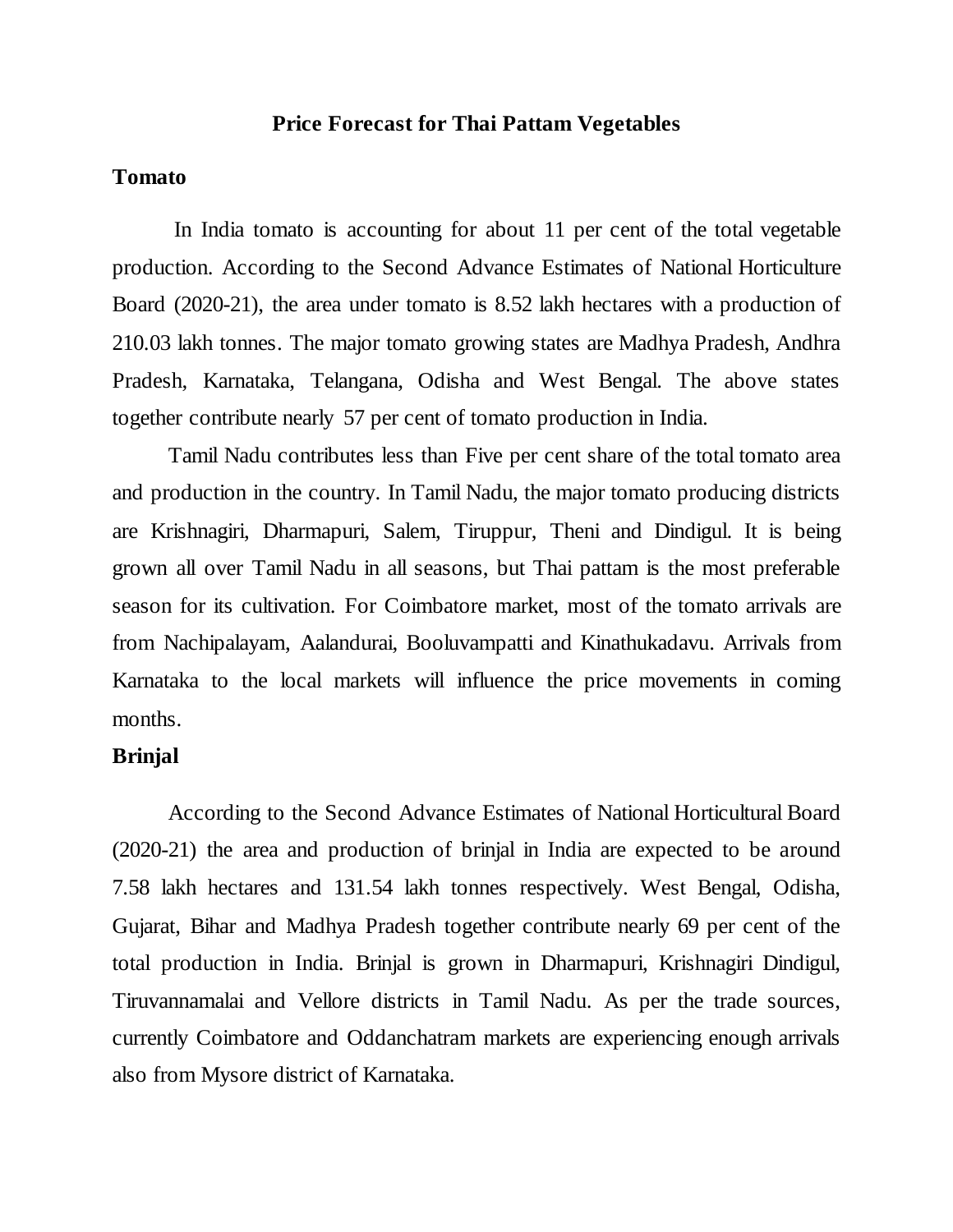# Price Forecast for Thai Pattam Vegetables

## Tomato

In India tomato is accounting for about 11 per cent of the total vegetable production. According to the Second Advance Estimates of National Horticulture Board (2020-21), the area under tomato is 8.52 lakh hectares with a production of 210.03 lakh tonnes. The major tomato growing states are Madhya Pradesh, Andhra Pradesh, Karnataka, Telangana, Odisha and West Bengal. The above states together contribute nearly 57 per cent of tomato production in India.

Tamil Nadu contributes less than Five per cent share of the total tomato area and production in the country. In Tamil Nadu, the major tomato producing districts are Krishnagiri, Dharmapuri, Salem, Tiruppur, Theni and Dindigul. It is being grown all over Tamil Nadu in all seasons, but Thai pattam is the most preferable season for its cultivation. For Coimbatore market, most of the tomato arrivals are from Nachipalayam, Aalandurai, Booluvampatti and Kinathukadavu. Arrivals from Karnataka to the local markets will influence the price movements in coming months.

## Brinjal

According to the Second Advance Estimates of National Horticultural Board (2020-21) the area and production of brinjal in India are expected to be around 7.58 lakh hectares and 131.54 lakh tonnes respectively. West Bengal, Odisha, Gujarat, Bihar and Madhya Pradesh together contribute nearly 69 per cent of the total production in India. Brinjal is grown in Dharmapuri, Krishnagiri Dindigul, Tiruvannamalai and Vellore districts in Tamil Nadu. As per the trade sources, currently Coimbatore and Oddanchatram markets are experiencing enough arrivals also from Mysore district of Karnataka.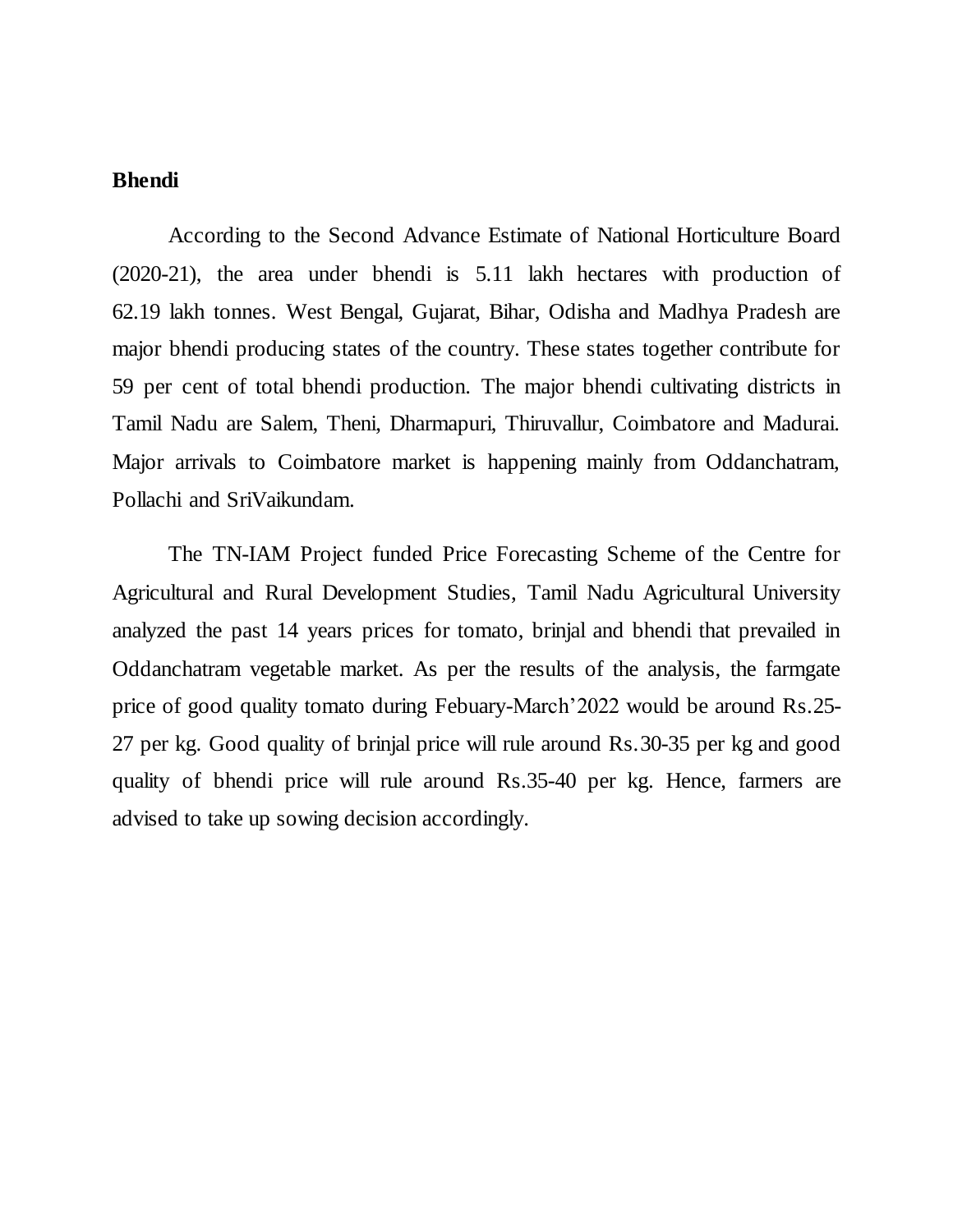**Bhendi**

According to the Second Advance Estimate of National Horticulture Board (2020-21), the area under bhendi is 5.11 lakh hectares with production of 62.19 lakh tonnes. West Bengal, Gujarat, Bihar, Odisha and Madhya Pradesh are major bhendi producing states of the country. These states together contribute for 59 per cent of total bhendi production. The major bhendi cultivating districts in Tamil Nadu are Salem, Theni, Dharmapuri, Thiruvallur, Coimbatore and Madurai. Major arrivals to Coimbatore market is happening mainly from Oddanchatram, Pollachi and SriVaikundam.

The TN-IAM Project funded Price Forecasting Scheme of the Centre for Agricultural and Rural Development Studies, Tamil Nadu Agricultural University analyzed the past 14 years prices for tomato, brinjal and bhendi that prevailed in Oddanchatram vegetable market. As per the results of the analysis, the farmgate price of good quality tomato during Febuary-March'2022 would be around Rs.25-27 per kg. Good quality of brinjal price will rule around Rs.30-35 per kg and good quality of bhendi price will rule around Rs.35-40 per kg. Hence, farmers are advised to take up sowing decision accordingly.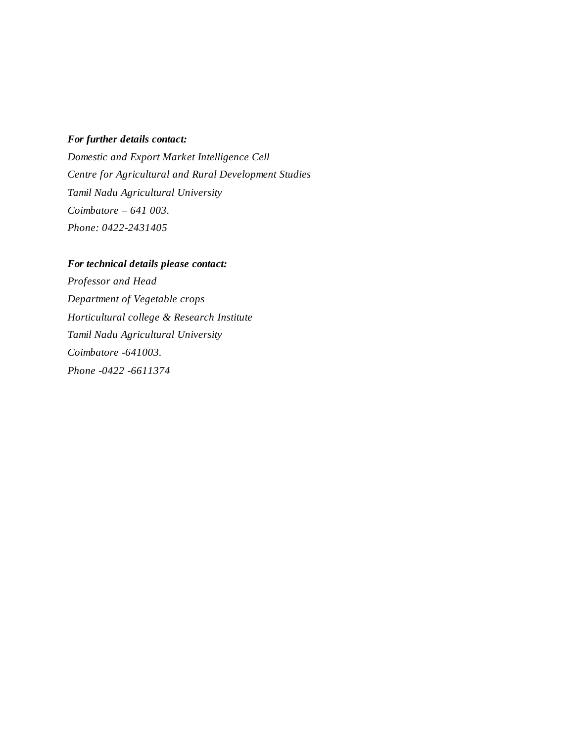***For further details contact:***

*Domestic and Export Market Intelligence Cell*

*Centre for Agricultural and Rural Development Studies*

*Tamil Nadu Agricultural University*

*Coimbatore – 641 003.*

*Phone: 0422-2431405*

***For technical details please contact:***

*Professor and Head*

*Department of Vegetable crops*

*Horticultural college & Research Institute*

*Tamil Nadu Agricultural University*

*Coimbatore -641003.*

*Phone -0422 -6611374*